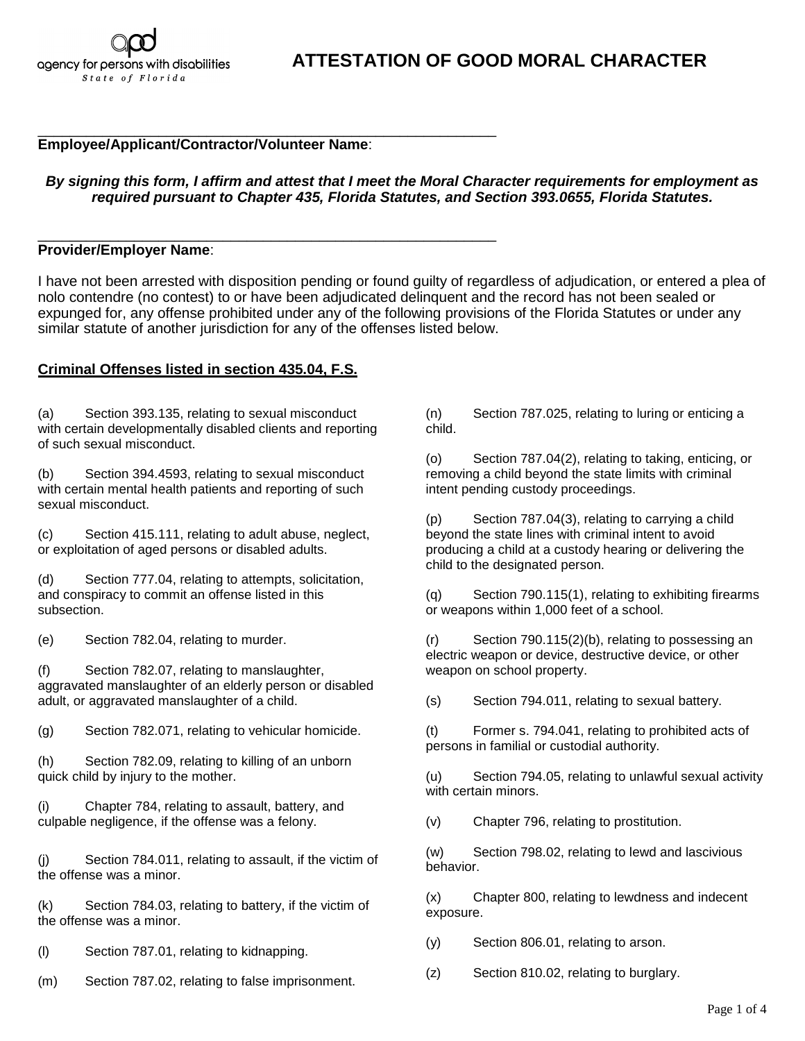agency for persons with disabilities
*State of Florida*

# ATTESTATION OF GOOD MORAL CHARACTER

________________________________________________________
**Employee/Applicant/Contractor/Volunteer Name**:

***By signing this form, I affirm and attest that I meet the Moral Character requirements for employment as required pursuant to Chapter 435, Florida Statutes, and Section 393.0655, Florida Statutes.***

________________________________________________________
**Provider/Employer Name**:

I have not been arrested with disposition pending or found guilty of regardless of adjudication, or entered a plea of nolo contendre (no contest) to or have been adjudicated delinquent and the record has not been sealed or expunged for, any offense prohibited under any of the following provisions of the Florida Statutes or under any similar statute of another jurisdiction for any of the offenses listed below.

**<u>Criminal Offenses listed in section 435.04, F.S.</u>**

(a) Section 393.135, relating to sexual misconduct with certain developmentally disabled clients and reporting of such sexual misconduct.

(b) Section 394.4593, relating to sexual misconduct with certain mental health patients and reporting of such sexual misconduct.

(c) Section 415.111, relating to adult abuse, neglect, or exploitation of aged persons or disabled adults.

(d) Section 777.04, relating to attempts, solicitation, and conspiracy to commit an offense listed in this subsection.

(e) Section 782.04, relating to murder.

(f) Section 782.07, relating to manslaughter, aggravated manslaughter of an elderly person or disabled adult, or aggravated manslaughter of a child.

(g) Section 782.071, relating to vehicular homicide.

(h) Section 782.09, relating to killing of an unborn quick child by injury to the mother.

(i) Chapter 784, relating to assault, battery, and culpable negligence, if the offense was a felony.

(j) Section 784.011, relating to assault, if the victim of the offense was a minor.

(k) Section 784.03, relating to battery, if the victim of the offense was a minor.

(l) Section 787.01, relating to kidnapping.

(m) Section 787.02, relating to false imprisonment.

(n) Section 787.025, relating to luring or enticing a child.

(o) Section 787.04(2), relating to taking, enticing, or removing a child beyond the state limits with criminal intent pending custody proceedings.

(p) Section 787.04(3), relating to carrying a child beyond the state lines with criminal intent to avoid producing a child at a custody hearing or delivering the child to the designated person.

(q) Section 790.115(1), relating to exhibiting firearms or weapons within 1,000 feet of a school.

(r) Section 790.115(2)(b), relating to possessing an electric weapon or device, destructive device, or other weapon on school property.

(s) Section 794.011, relating to sexual battery.

(t) Former s. 794.041, relating to prohibited acts of persons in familial or custodial authority.

(u) Section 794.05, relating to unlawful sexual activity with certain minors.

(v) Chapter 796, relating to prostitution.

(w) Section 798.02, relating to lewd and lascivious behavior.

(x) Chapter 800, relating to lewdness and indecent exposure.

(y) Section 806.01, relating to arson.

(z) Section 810.02, relating to burglary.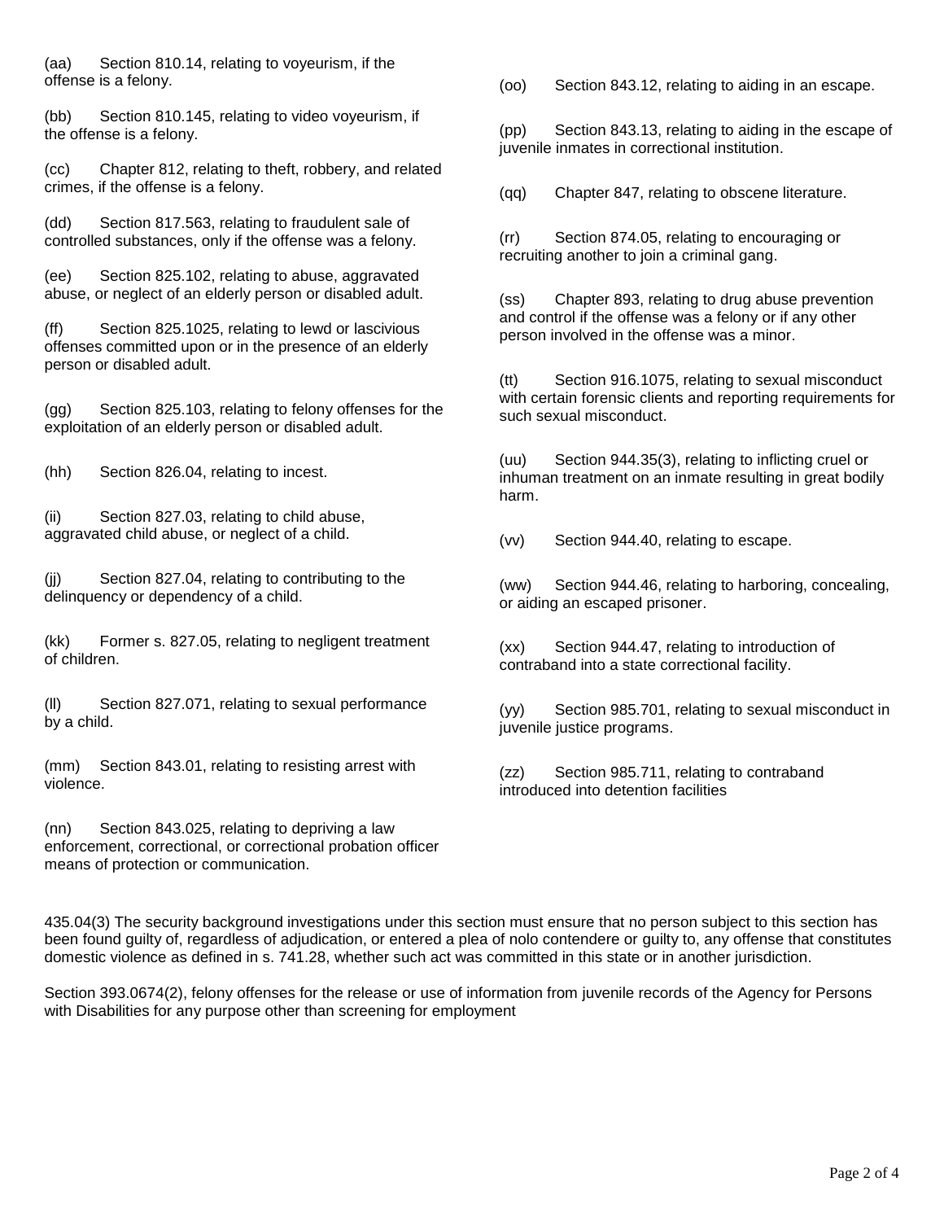(aa) Section 810.14, relating to voyeurism, if the offense is a felony.

(bb) Section 810.145, relating to video voyeurism, if the offense is a felony.

(cc) Chapter 812, relating to theft, robbery, and related crimes, if the offense is a felony.

(dd) Section 817.563, relating to fraudulent sale of controlled substances, only if the offense was a felony.

(ee) Section 825.102, relating to abuse, aggravated abuse, or neglect of an elderly person or disabled adult.

(ff) Section 825.1025, relating to lewd or lascivious offenses committed upon or in the presence of an elderly person or disabled adult.

(gg) Section 825.103, relating to felony offenses for the exploitation of an elderly person or disabled adult.

(hh) Section 826.04, relating to incest.

(ii) Section 827.03, relating to child abuse, aggravated child abuse, or neglect of a child.

(jj) Section 827.04, relating to contributing to the delinquency or dependency of a child.

(kk) Former s. 827.05, relating to negligent treatment of children.

(ll) Section 827.071, relating to sexual performance by a child.

(mm) Section 843.01, relating to resisting arrest with violence.

(nn) Section 843.025, relating to depriving a law enforcement, correctional, or correctional probation officer means of protection or communication.

(oo) Section 843.12, relating to aiding in an escape.

(pp) Section 843.13, relating to aiding in the escape of juvenile inmates in correctional institution.

(qq) Chapter 847, relating to obscene literature.

(rr) Section 874.05, relating to encouraging or recruiting another to join a criminal gang.

(ss) Chapter 893, relating to drug abuse prevention and control if the offense was a felony or if any other person involved in the offense was a minor.

(tt) Section 916.1075, relating to sexual misconduct with certain forensic clients and reporting requirements for such sexual misconduct.

(uu) Section 944.35(3), relating to inflicting cruel or inhuman treatment on an inmate resulting in great bodily harm.

(vv) Section 944.40, relating to escape.

(ww) Section 944.46, relating to harboring, concealing, or aiding an escaped prisoner.

(xx) Section 944.47, relating to introduction of contraband into a state correctional facility.

(yy) Section 985.701, relating to sexual misconduct in juvenile justice programs.

(zz) Section 985.711, relating to contraband introduced into detention facilities

435.04(3) The security background investigations under this section must ensure that no person subject to this section has been found guilty of, regardless of adjudication, or entered a plea of nolo contendere or guilty to, any offense that constitutes domestic violence as defined in s. 741.28, whether such act was committed in this state or in another jurisdiction.

Section 393.0674(2), felony offenses for the release or use of information from juvenile records of the Agency for Persons with Disabilities for any purpose other than screening for employment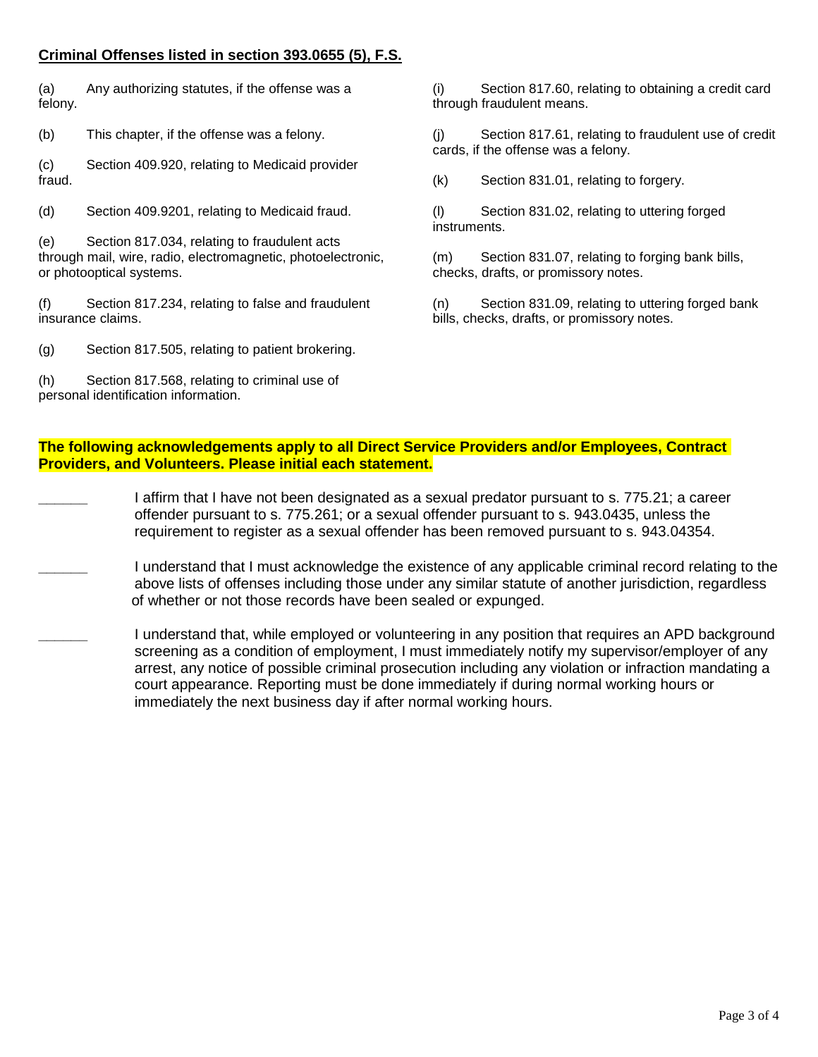**Criminal Offenses listed in section 393.0655 (5), F.S.**

(a) Any authorizing statutes, if the offense was a felony.

(b) This chapter, if the offense was a felony.

(c) Section 409.920, relating to Medicaid provider fraud.

(d) Section 409.9201, relating to Medicaid fraud.

(e) Section 817.034, relating to fraudulent acts through mail, wire, radio, electromagnetic, photoelectronic, or photooptical systems.

(f) Section 817.234, relating to false and fraudulent insurance claims.

(g) Section 817.505, relating to patient brokering.

(h) Section 817.568, relating to criminal use of personal identification information.

(i) Section 817.60, relating to obtaining a credit card through fraudulent means.

(j) Section 817.61, relating to fraudulent use of credit cards, if the offense was a felony.

(k) Section 831.01, relating to forgery.

(l) Section 831.02, relating to uttering forged instruments.

(m) Section 831.07, relating to forging bank bills, checks, drafts, or promissory notes.

(n) Section 831.09, relating to uttering forged bank bills, checks, drafts, or promissory notes.

**The following acknowledgements apply to all Direct Service Providers and/or Employees, Contract Providers, and Volunteers. Please initial each statement.**

______ I affirm that I have not been designated as a sexual predator pursuant to s. 775.21; a career offender pursuant to s. 775.261; or a sexual offender pursuant to s. 943.0435, unless the requirement to register as a sexual offender has been removed pursuant to s. 943.04354.

______ I understand that I must acknowledge the existence of any applicable criminal record relating to the above lists of offenses including those under any similar statute of another jurisdiction, regardless of whether or not those records have been sealed or expunged.

______ I understand that, while employed or volunteering in any position that requires an APD background screening as a condition of employment, I must immediately notify my supervisor/employer of any arrest, any notice of possible criminal prosecution including any violation or infraction mandating a court appearance. Reporting must be done immediately if during normal working hours or immediately the next business day if after normal working hours.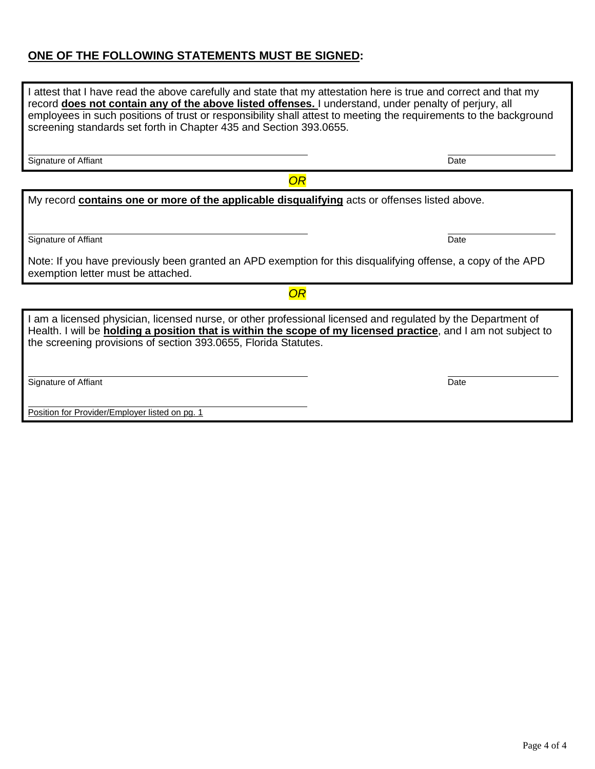## **ONE OF THE FOLLOWING STATEMENTS MUST BE SIGNED:**

I attest that I have read the above carefully and state that my attestation here is true and correct and that my record **does not contain any of the above listed offenses.** I understand, under penalty of perjury, all employees in such positions of trust or responsibility shall attest to meeting the requirements to the background screening standards set forth in Chapter 435 and Section 393.0655.

______________________________________ ______________________
Signature of Affiant Date

*OR*

My record **contains one or more of the applicable disqualifying** acts or offenses listed above.

______________________________________ ______________________
Signature of Affiant Date

Note: If you have previously been granted an APD exemption for this disqualifying offense, a copy of the APD exemption letter must be attached.

*OR*

I am a licensed physician, licensed nurse, or other professional licensed and regulated by the Department of Health. I will be **holding a position that is within the scope of my licensed practice**, and I am not subject to the screening provisions of section 393.0655, Florida Statutes.

______________________________________ ______________________
Signature of Affiant Date

______________________________________
Position for Provider/Employer listed on pg. 1